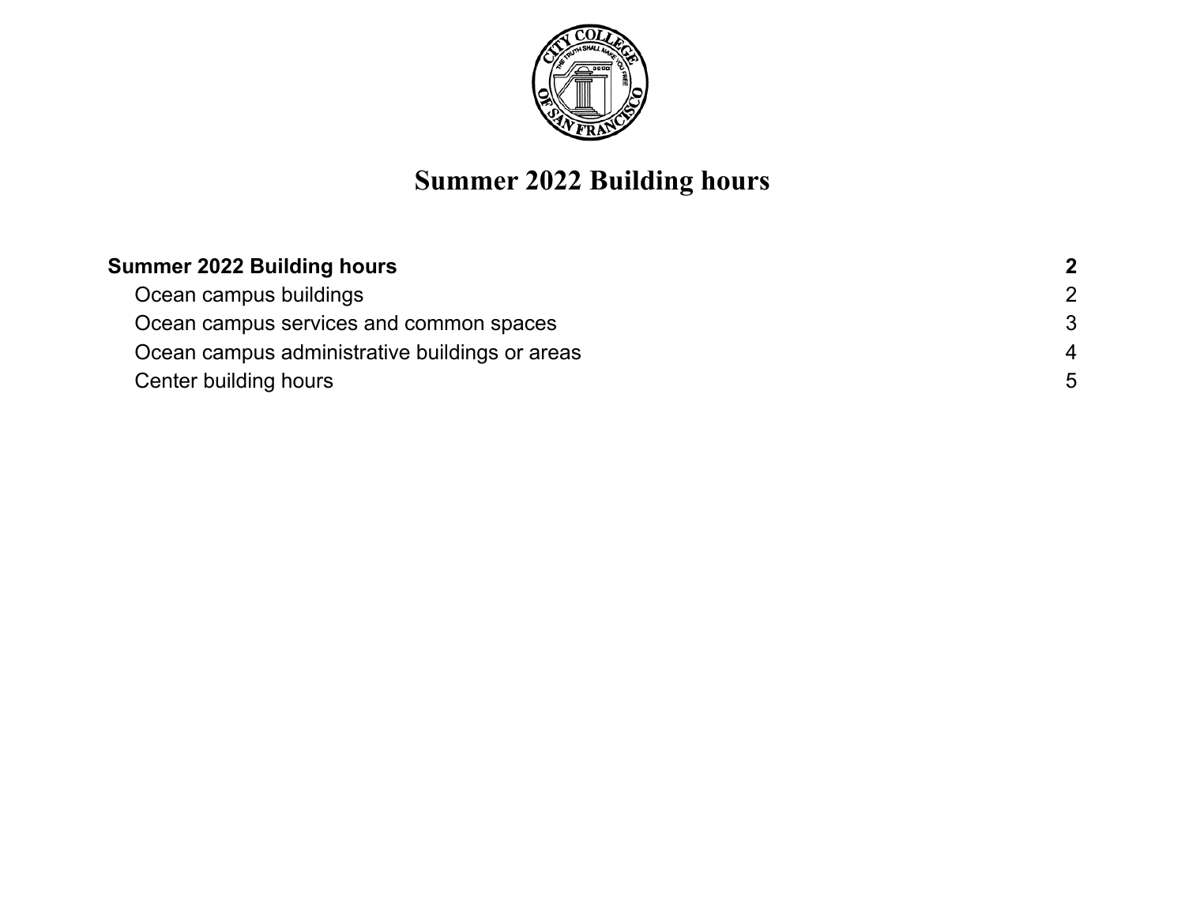# Summer 2022 Building hours

| | |
|---|---|
| **Summer 2022 Building hours** | **2** |
| Ocean campus buildings | 2 |
| Ocean campus services and common spaces | 3 |
| Ocean campus administrative buildings or areas | 4 |
| Center building hours | 5 |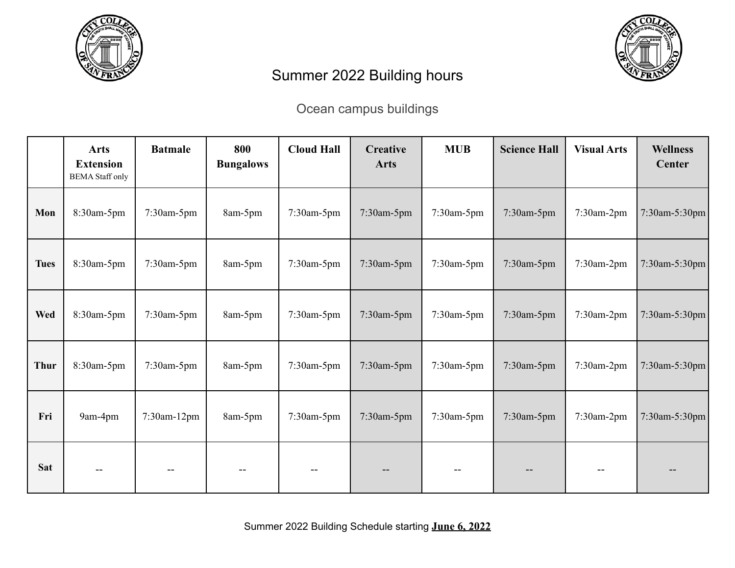# Summer 2022 Building hours

## Ocean campus buildings

| | Arts Extension<br>BEMA Staff only | Batmale | 800 Bungalows | Cloud Hall | Creative Arts | MUB | Science Hall | Visual Arts | Wellness Center |
|---|---|---|---|---|---|---|---|---|---|
| **Mon** | 8:30am-5pm | 7:30am-5pm | 8am-5pm | 7:30am-5pm | 7:30am-5pm | 7:30am-5pm | 7:30am-5pm | 7:30am-2pm | 7:30am-5:30pm |
| **Tues** | 8:30am-5pm | 7:30am-5pm | 8am-5pm | 7:30am-5pm | 7:30am-5pm | 7:30am-5pm | 7:30am-5pm | 7:30am-2pm | 7:30am-5:30pm |
| **Wed** | 8:30am-5pm | 7:30am-5pm | 8am-5pm | 7:30am-5pm | 7:30am-5pm | 7:30am-5pm | 7:30am-5pm | 7:30am-2pm | 7:30am-5:30pm |
| **Thur** | 8:30am-5pm | 7:30am-5pm | 8am-5pm | 7:30am-5pm | 7:30am-5pm | 7:30am-5pm | 7:30am-5pm | 7:30am-2pm | 7:30am-5:30pm |
| **Fri** | 9am-4pm | 7:30am-12pm | 8am-5pm | 7:30am-5pm | 7:30am-5pm | 7:30am-5pm | 7:30am-5pm | 7:30am-2pm | 7:30am-5:30pm |
| **Sat** | -- | -- | -- | -- | -- | -- | -- | -- | -- |

Summer 2022 Building Schedule starting **June 6, 2022**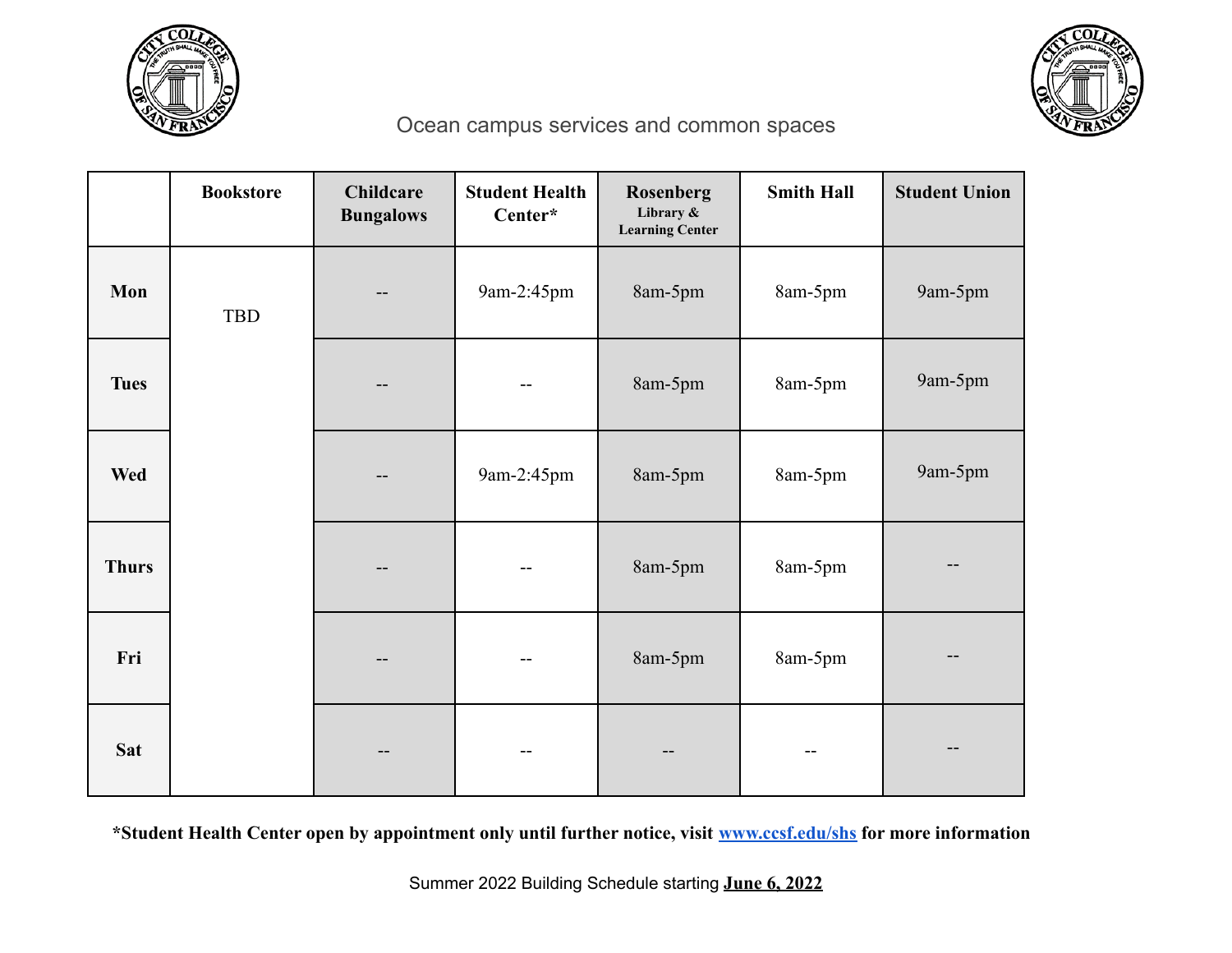# Ocean campus services and common spaces

| | Bookstore | Childcare Bungalows | Student Health Center* | Rosenberg Library & Learning Center | Smith Hall | Student Union |
|---|---|---|---|---|---|---|
| **Mon** | TBD | -- | 9am-2:45pm | 8am-5pm | 8am-5pm | 9am-5pm |
| **Tues** | | -- | -- | 8am-5pm | 8am-5pm | 9am-5pm |
| **Wed** | | -- | 9am-2:45pm | 8am-5pm | 8am-5pm | 9am-5pm |
| **Thurs** | | -- | -- | 8am-5pm | 8am-5pm | -- |
| **Fri** | | -- | -- | 8am-5pm | 8am-5pm | -- |
| **Sat** | | -- | -- | -- | -- | -- |

**\*Student Health Center open by appointment only until further notice, visit [www.ccsf.edu/shs](http://www.ccsf.edu/shs) for more information**

Summer 2022 Building Schedule starting **June 6, 2022**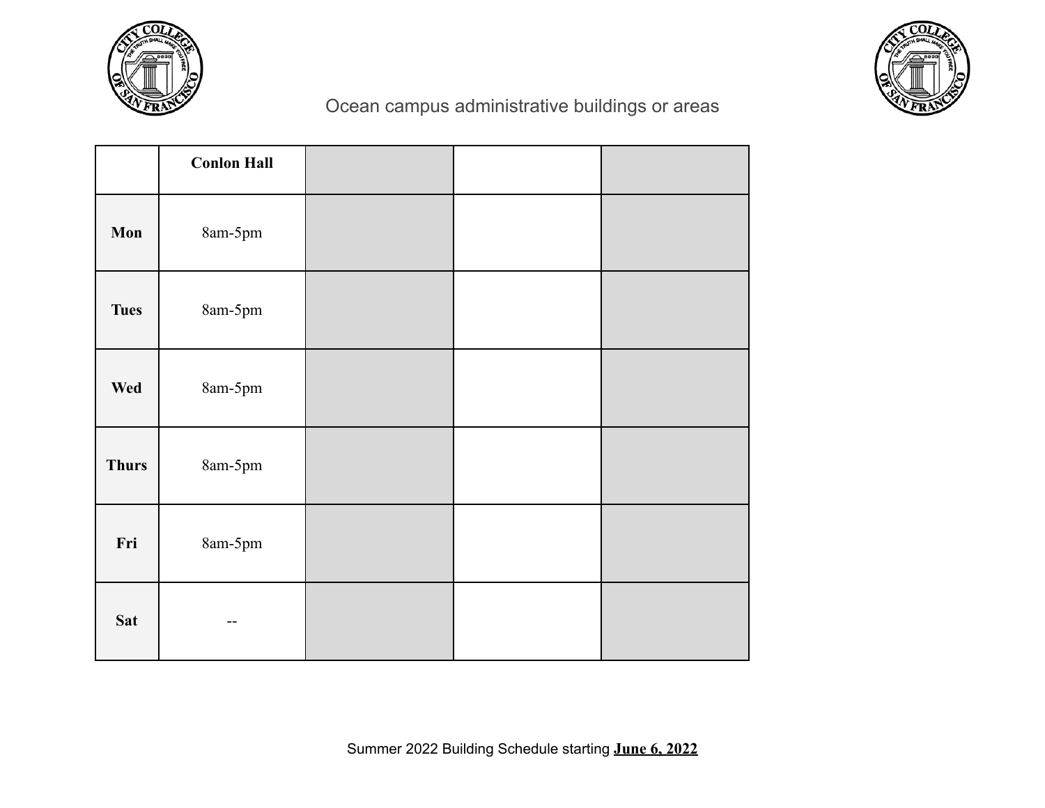# Ocean campus administrative buildings or areas

| | Conlon Hall | | | |
|---|---|---|---|---|
| Mon | 8am-5pm | | | |
| Tues | 8am-5pm | | | |
| Wed | 8am-5pm | | | |
| Thurs | 8am-5pm | | | |
| Fri | 8am-5pm | | | |
| Sat | -- | | | |

Summer 2022 Building Schedule starting **June 6, 2022**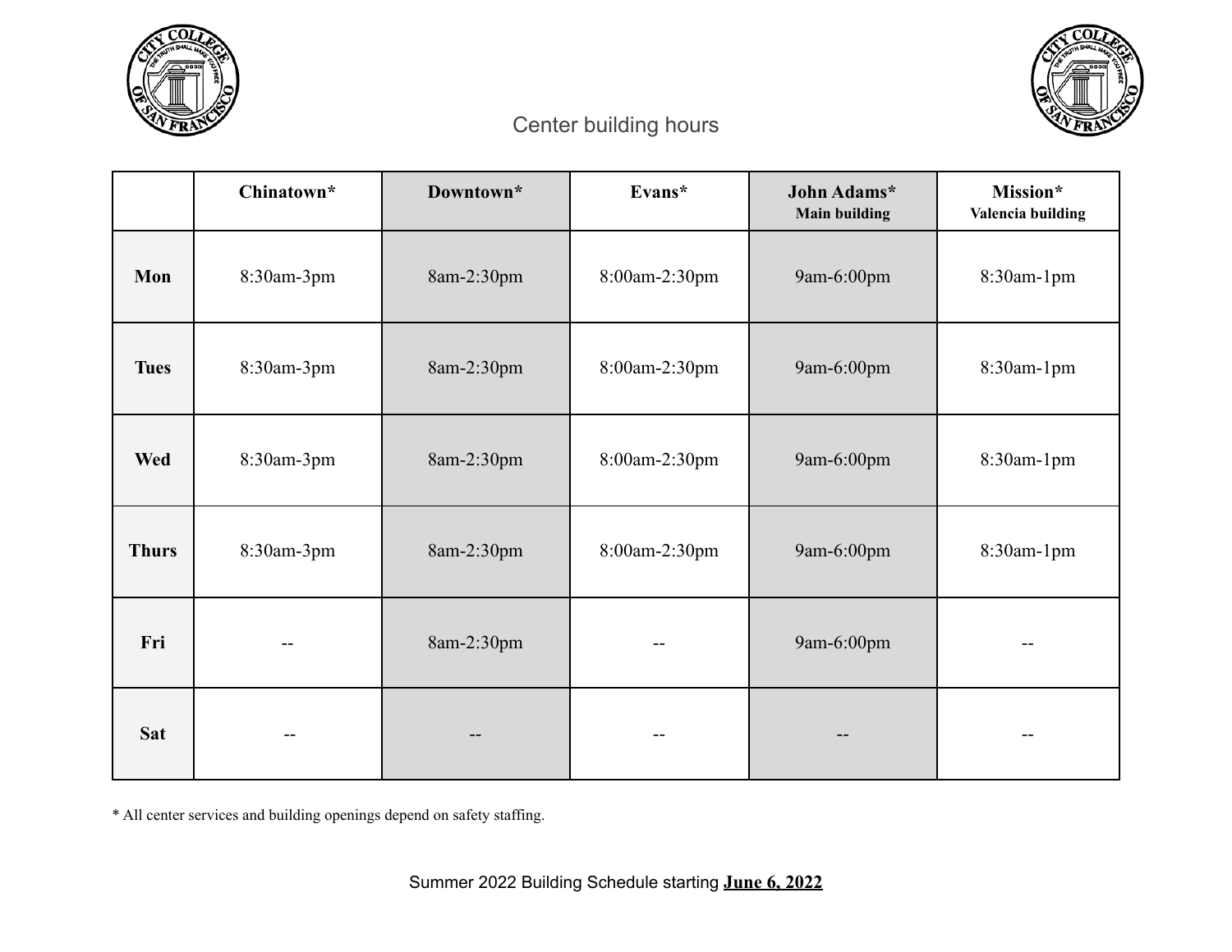# Center building hours

| | Chinatown* | Downtown* | Evans* | John Adams* Main building | Mission* Valencia building |
|---|---|---|---|---|---|
| **Mon** | 8:30am-3pm | 8am-2:30pm | 8:00am-2:30pm | 9am-6:00pm | 8:30am-1pm |
| **Tues** | 8:30am-3pm | 8am-2:30pm | 8:00am-2:30pm | 9am-6:00pm | 8:30am-1pm |
| **Wed** | 8:30am-3pm | 8am-2:30pm | 8:00am-2:30pm | 9am-6:00pm | 8:30am-1pm |
| **Thurs** | 8:30am-3pm | 8am-2:30pm | 8:00am-2:30pm | 9am-6:00pm | 8:30am-1pm |
| **Fri** | -- | 8am-2:30pm | -- | 9am-6:00pm | -- |
| **Sat** | -- | -- | -- | -- | -- |

* All center services and building openings depend on safety staffing.

Summer 2022 Building Schedule starting **June 6, 2022**